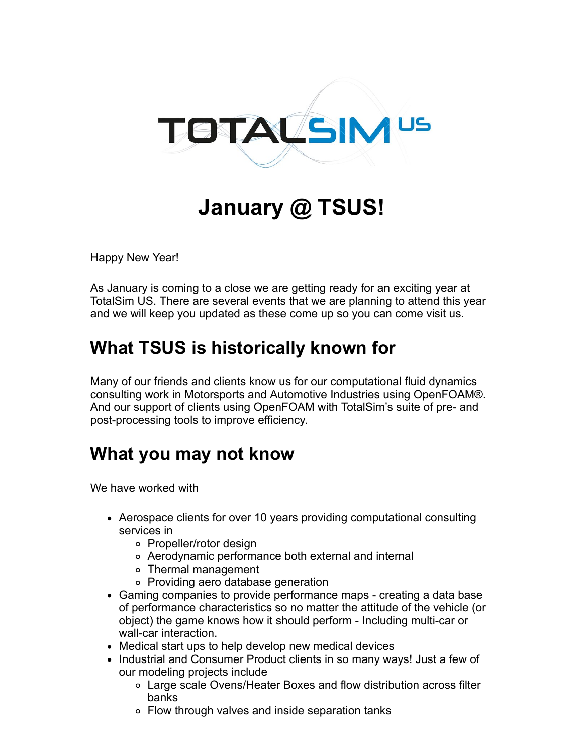# January @ TSUS!

Happy New Year!

As January is coming to a close we are getting ready for an exciting year at TotalSim US. There are several events that we are planning to attend this year and we will keep you updated as these come up so you can come visit us.

## What TSUS is historically known for

Many of our friends and clients know us for our computational fluid dynamics consulting work in Motorsports and Automotive Industries using OpenFOAM®. And our support of clients using OpenFOAM with TotalSim's suite of pre- and post-processing tools to improve efficiency.

## What you may not know

We have worked with

- Aerospace clients for over 10 years providing computational consulting services in
  - Propeller/rotor design
  - Aerodynamic performance both external and internal
  - Thermal management
  - Providing aero database generation
- Gaming companies to provide performance maps - creating a data base of performance characteristics so no matter the attitude of the vehicle (or object) the game knows how it should perform - Including multi-car or wall-car interaction.
- Medical start ups to help develop new medical devices
- Industrial and Consumer Product clients in so many ways! Just a few of our modeling projects include
  - Large scale Ovens/Heater Boxes and flow distribution across filter banks
  - Flow through valves and inside separation tanks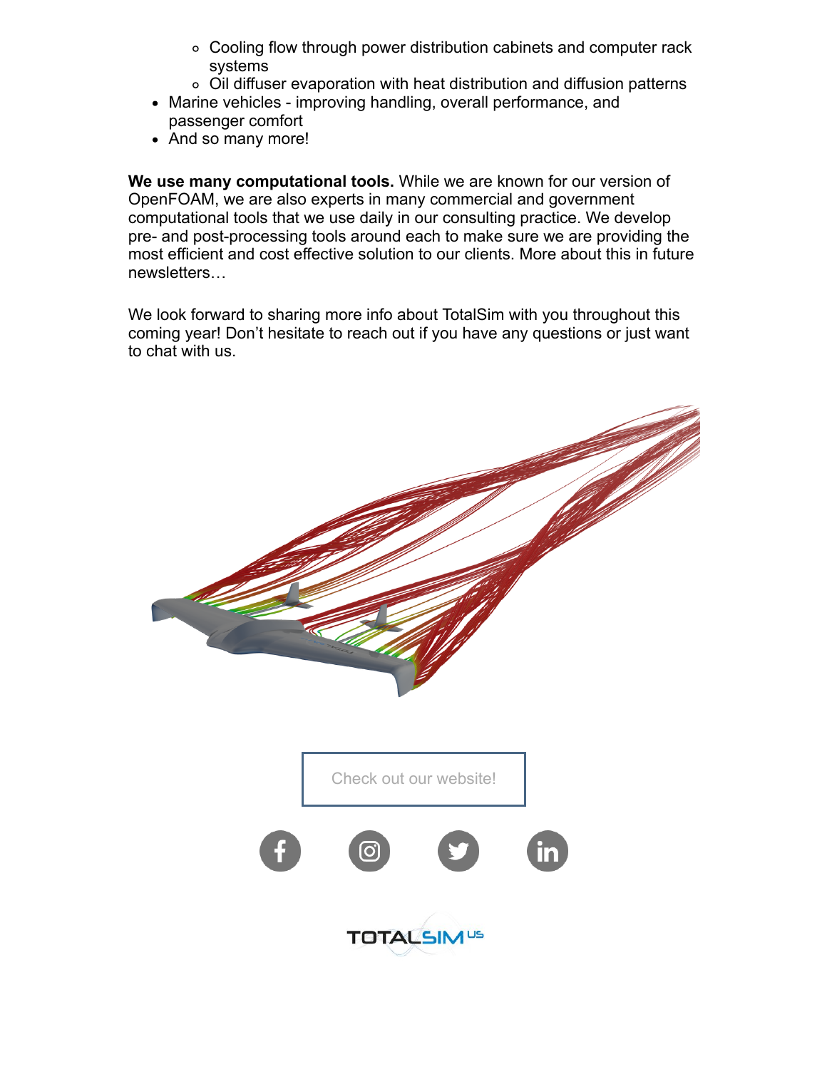- Cooling flow through power distribution cabinets and computer rack systems
  - Oil diffuser evaporation with heat distribution and diffusion patterns
- Marine vehicles - improving handling, overall performance, and passenger comfort
- And so many more!

**We use many computational tools.** While we are known for our version of OpenFOAM, we are also experts in many commercial and government computational tools that we use daily in our consulting practice. We develop pre- and post-processing tools around each to make sure we are providing the most efficient and cost effective solution to our clients. More about this in future newsletters…

We look forward to sharing more info about TotalSim with you throughout this coming year! Don't hesitate to reach out if you have any questions or just want to chat with us.

Check out our website!

TOTALSIM US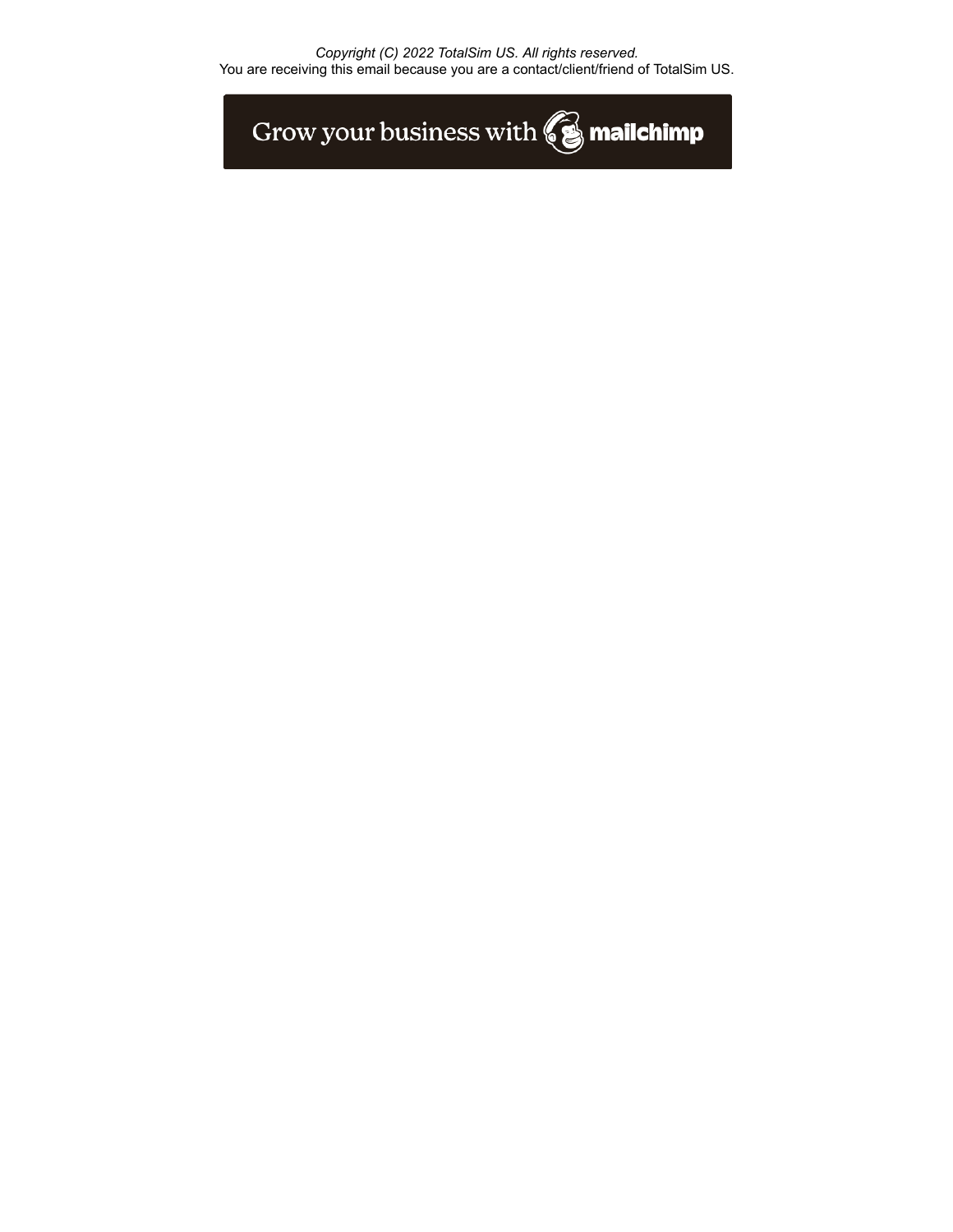*Copyright (C) 2022 TotalSim US. All rights reserved.*
You are receiving this email because you are a contact/client/friend of TotalSim US.

Grow your business with mailchimp